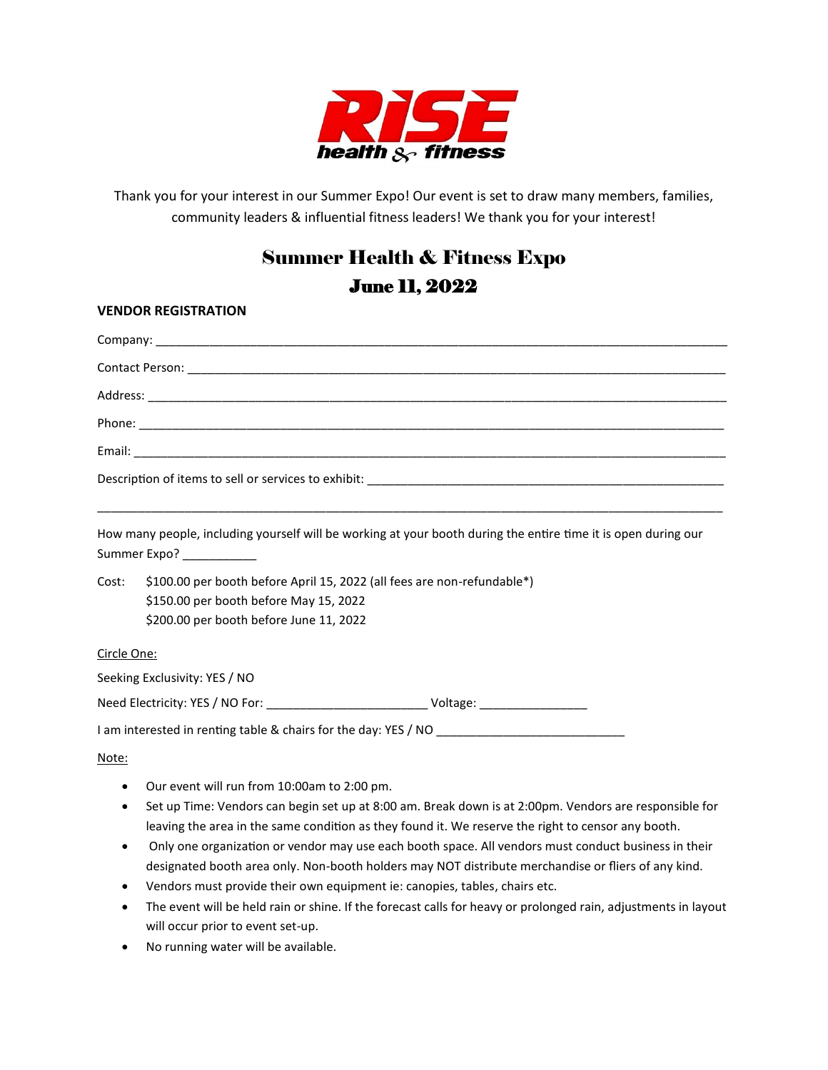# RISE health & fitness

Thank you for your interest in our Summer Expo! Our event is set to draw many members, families, community leaders & influential fitness leaders! We thank you for your interest!

## Summer Health & Fitness Expo
## June 11, 2022

**VENDOR REGISTRATION**

Company: ______________________________________________

Contact Person: ______________________________________________

Address: ______________________________________________

Phone: ______________________________________________

Email: ______________________________________________

Description of items to sell or services to exhibit: ______________________________

______________________________________________

How many people, including yourself will be working at your booth during the entire time it is open during our Summer Expo? ___________

Cost: $100.00 per booth before April 15, 2022 (all fees are non-refundable*)
$150.00 per booth before May 15, 2022
$200.00 per booth before June 11, 2022

Circle One:

Seeking Exclusivity: YES / NO

Need Electricity: YES / NO For: ________________________ Voltage: ________________

I am interested in renting table & chairs for the day: YES / NO ____________________________

Note:

- Our event will run from 10:00am to 2:00 pm.
- Set up Time: Vendors can begin set up at 8:00 am. Break down is at 2:00pm. Vendors are responsible for leaving the area in the same condition as they found it. We reserve the right to censor any booth.
- Only one organization or vendor may use each booth space. All vendors must conduct business in their designated booth area only. Non-booth holders may NOT distribute merchandise or fliers of any kind.
- Vendors must provide their own equipment ie: canopies, tables, chairs etc.
- The event will be held rain or shine. If the forecast calls for heavy or prolonged rain, adjustments in layout will occur prior to event set-up.
- No running water will be available.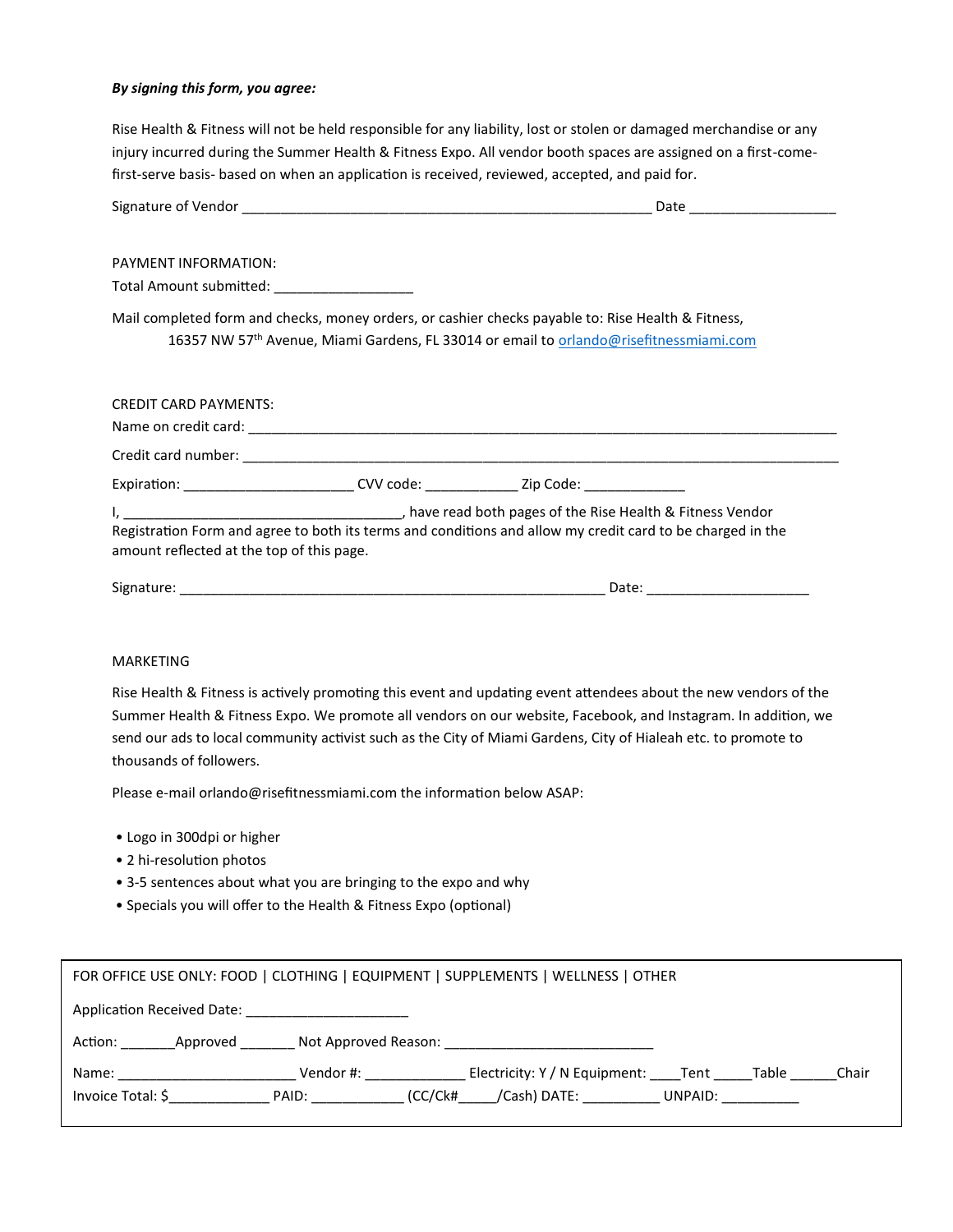***By signing this form, you agree:***

Rise Health & Fitness will not be held responsible for any liability, lost or stolen or damaged merchandise or any injury incurred during the Summer Health & Fitness Expo. All vendor booth spaces are assigned on a first-come-first-serve basis- based on when an application is received, reviewed, accepted, and paid for.

Signature of Vendor ______________________________________________________ Date ___________________

PAYMENT INFORMATION:

Total Amount submitted: __________________

Mail completed form and checks, money orders, or cashier checks payable to: Rise Health & Fitness, 16357 NW 57th Avenue, Miami Gardens, FL 33014 or email to orlando@risefitnessmiami.com

CREDIT CARD PAYMENTS:

Name on credit card: ______________________________________________________________________________

Credit card number: _______________________________________________________________________________

Expiration: ______________________ CVV code: ____________ Zip Code: _____________

I, ____________________________________, have read both pages of the Rise Health & Fitness Vendor Registration Form and agree to both its terms and conditions and allow my credit card to be charged in the amount reflected at the top of this page.

Signature: _______________________________________________________ Date: _____________________

MARKETING

Rise Health & Fitness is actively promoting this event and updating event attendees about the new vendors of the Summer Health & Fitness Expo. We promote all vendors on our website, Facebook, and Instagram. In addition, we send our ads to local community activist such as the City of Miami Gardens, City of Hialeah etc. to promote to thousands of followers.

Please e-mail orlando@risefitnessmiami.com the information below ASAP:

- Logo in 300dpi or higher
- 2 hi-resolution photos
- 3-5 sentences about what you are bringing to the expo and why
- Specials you will offer to the Health & Fitness Expo (optional)

FOR OFFICE USE ONLY: FOOD | CLOTHING | EQUIPMENT | SUPPLEMENTS | WELLNESS | OTHER

Application Received Date: _____________________

Action: _______Approved _______ Not Approved Reason: ___________________________

Name: _______________________ Vendor #: _____________ Electricity: Y / N Equipment: ____Tent _____Table ______Chair

Invoice Total: $_____________ PAID: ____________ (CC/Ck#_____/Cash) DATE: __________ UNPAID: __________